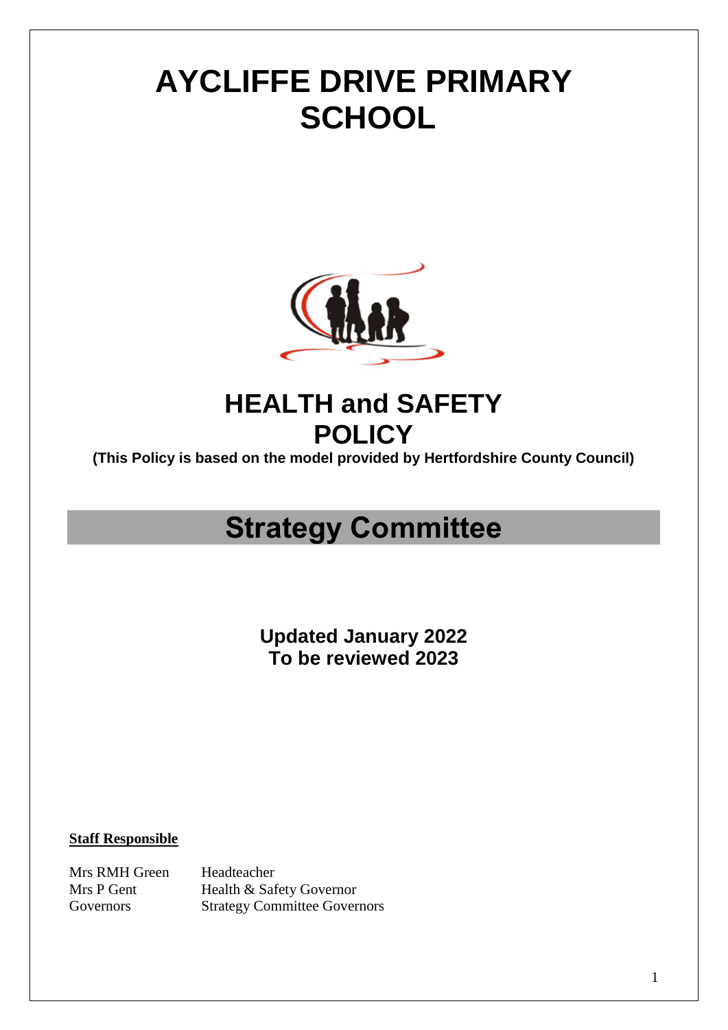# AYCLIFFE DRIVE PRIMARY SCHOOL

## HEALTH and SAFETY POLICY

**(This Policy is based on the model provided by Hertfordshire County Council)**

## Strategy Committee

**Updated January 2022**
**To be reviewed 2023**

**Staff Responsible**

| | |
|---|---|
| Mrs RMH Green | Headteacher |
| Mrs P Gent | Health & Safety Governor |
| Governors | Strategy Committee Governors |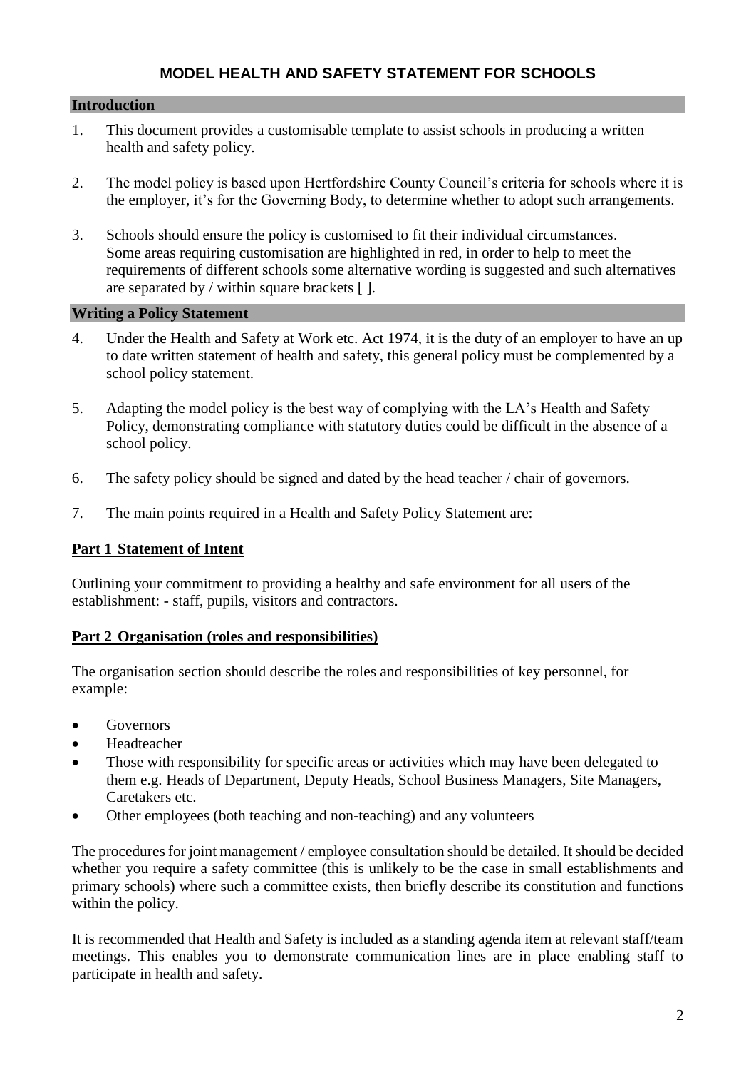# MODEL HEALTH AND SAFETY STATEMENT FOR SCHOOLS

## Introduction

1. This document provides a customisable template to assist schools in producing a written health and safety policy.

2. The model policy is based upon Hertfordshire County Council's criteria for schools where it is the employer, it's for the Governing Body, to determine whether to adopt such arrangements.

3. Schools should ensure the policy is customised to fit their individual circumstances. Some areas requiring customisation are highlighted in red, in order to help to meet the requirements of different schools some alternative wording is suggested and such alternatives are separated by / within square brackets [ ].

## Writing a Policy Statement

4. Under the Health and Safety at Work etc. Act 1974, it is the duty of an employer to have an up to date written statement of health and safety, this general policy must be complemented by a school policy statement.

5. Adapting the model policy is the best way of complying with the LA's Health and Safety Policy, demonstrating compliance with statutory duties could be difficult in the absence of a school policy.

6. The safety policy should be signed and dated by the head teacher / chair of governors.

7. The main points required in a Health and Safety Policy Statement are:

### Part 1 Statement of Intent

Outlining your commitment to providing a healthy and safe environment for all users of the establishment: - staff, pupils, visitors and contractors.

### Part 2 Organisation (roles and responsibilities)

The organisation section should describe the roles and responsibilities of key personnel, for example:

- Governors
- Headteacher
- Those with responsibility for specific areas or activities which may have been delegated to them e.g. Heads of Department, Deputy Heads, School Business Managers, Site Managers, Caretakers etc.
- Other employees (both teaching and non-teaching) and any volunteers

The procedures for joint management / employee consultation should be detailed. It should be decided whether you require a safety committee (this is unlikely to be the case in small establishments and primary schools) where such a committee exists, then briefly describe its constitution and functions within the policy.

It is recommended that Health and Safety is included as a standing agenda item at relevant staff/team meetings. This enables you to demonstrate communication lines are in place enabling staff to participate in health and safety.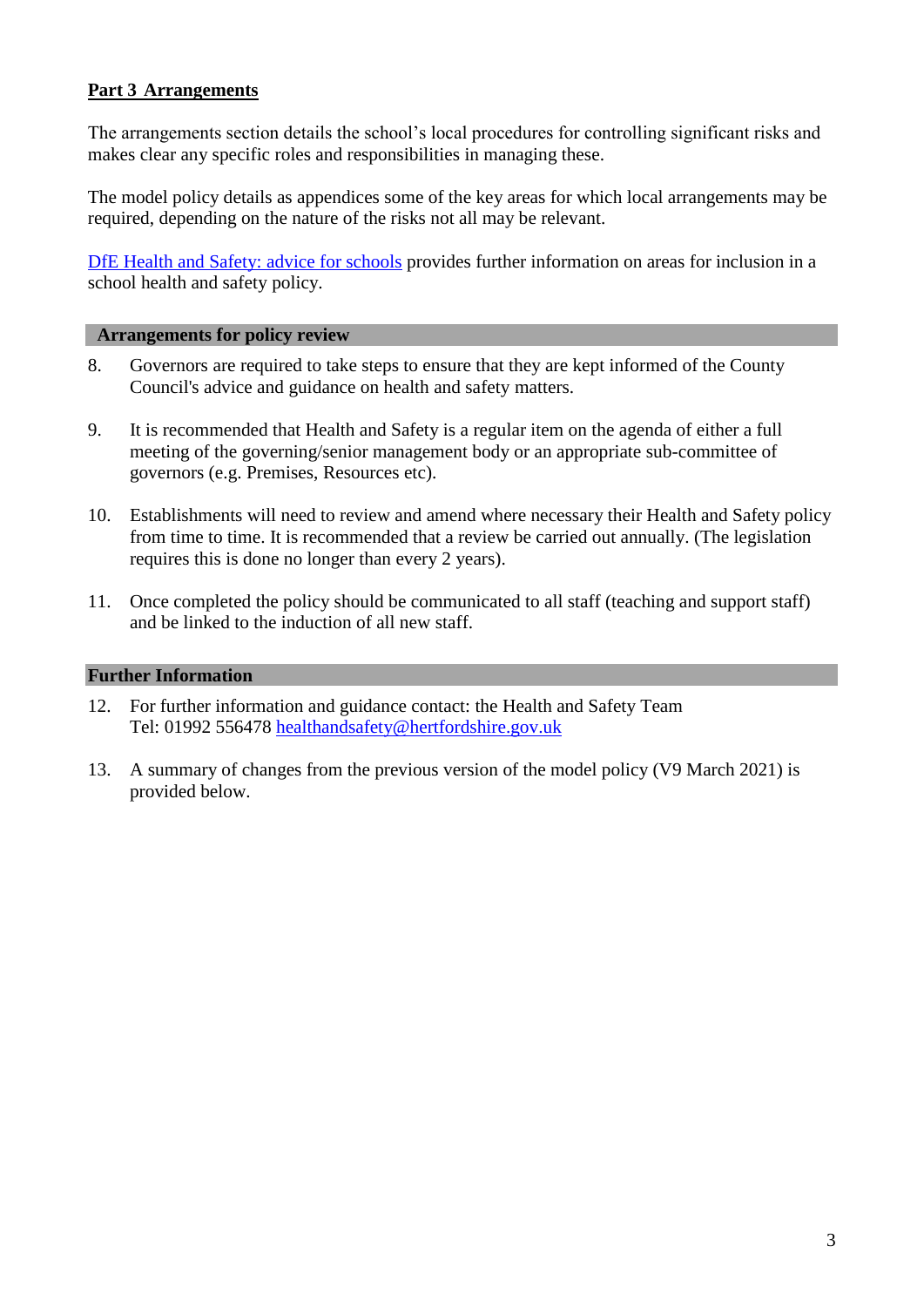## Part 3 Arrangements

The arrangements section details the school's local procedures for controlling significant risks and makes clear any specific roles and responsibilities in managing these.

The model policy details as appendices some of the key areas for which local arrangements may be required, depending on the nature of the risks not all may be relevant.

[DfE Health and Safety: advice for schools](#) provides further information on areas for inclusion in a school health and safety policy.

### Arrangements for policy review

8. Governors are required to take steps to ensure that they are kept informed of the County Council's advice and guidance on health and safety matters.

9. It is recommended that Health and Safety is a regular item on the agenda of either a full meeting of the governing/senior management body or an appropriate sub-committee of governors (e.g. Premises, Resources etc).

10. Establishments will need to review and amend where necessary their Health and Safety policy from time to time. It is recommended that a review be carried out annually. (The legislation requires this is done no longer than every 2 years).

11. Once completed the policy should be communicated to all staff (teaching and support staff) and be linked to the induction of all new staff.

### Further Information

12. For further information and guidance contact: the Health and Safety Team
    Tel: 01992 556478 healthandsafety@hertfordshire.gov.uk

13. A summary of changes from the previous version of the model policy (V9 March 2021) is provided below.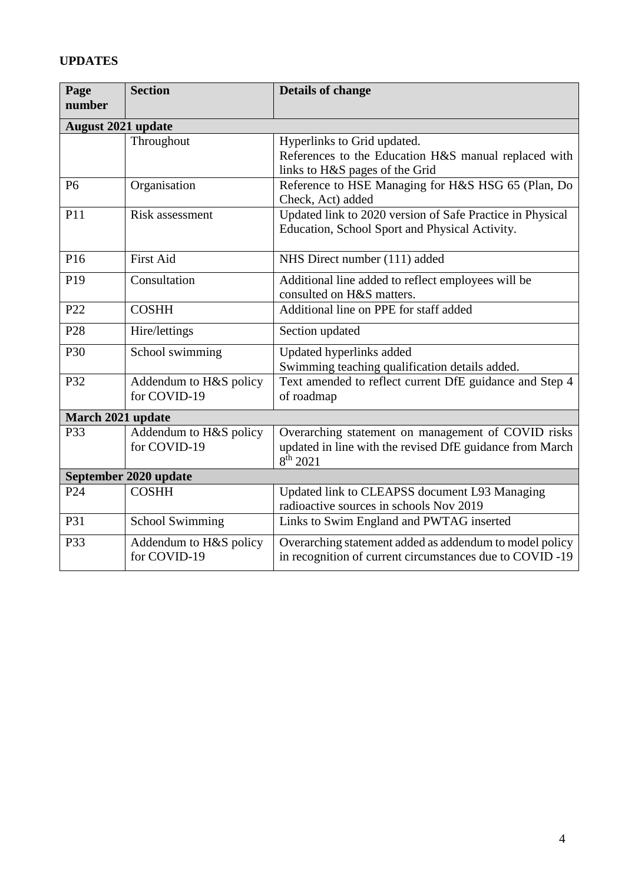**UPDATES**

| Page number | Section | Details of change |
|---|---|---|
| **August 2021 update** | | |
| | Throughout | Hyperlinks to Grid updated.<br>References to the Education H&S manual replaced with links to H&S pages of the Grid |
| P6 | Organisation | Reference to HSE Managing for H&S HSG 65 (Plan, Do Check, Act) added |
| P11 | Risk assessment | Updated link to 2020 version of Safe Practice in Physical Education, School Sport and Physical Activity. |
| P16 | First Aid | NHS Direct number (111) added |
| P19 | Consultation | Additional line added to reflect employees will be consulted on H&S matters. |
| P22 | COSHH | Additional line on PPE for staff added |
| P28 | Hire/lettings | Section updated |
| P30 | School swimming | Updated hyperlinks added<br>Swimming teaching qualification details added. |
| P32 | Addendum to H&S policy for COVID-19 | Text amended to reflect current DfE guidance and Step 4 of roadmap |
| **March 2021 update** | | |
| P33 | Addendum to H&S policy for COVID-19 | Overarching statement on management of COVID risks updated in line with the revised DfE guidance from March 8th 2021 |
| **September 2020 update** | | |
| P24 | COSHH | Updated link to CLEAPSS document L93 Managing radioactive sources in schools Nov 2019 |
| P31 | School Swimming | Links to Swim England and PWTAG inserted |
| P33 | Addendum to H&S policy for COVID-19 | Overarching statement added as addendum to model policy in recognition of current circumstances due to COVID -19 |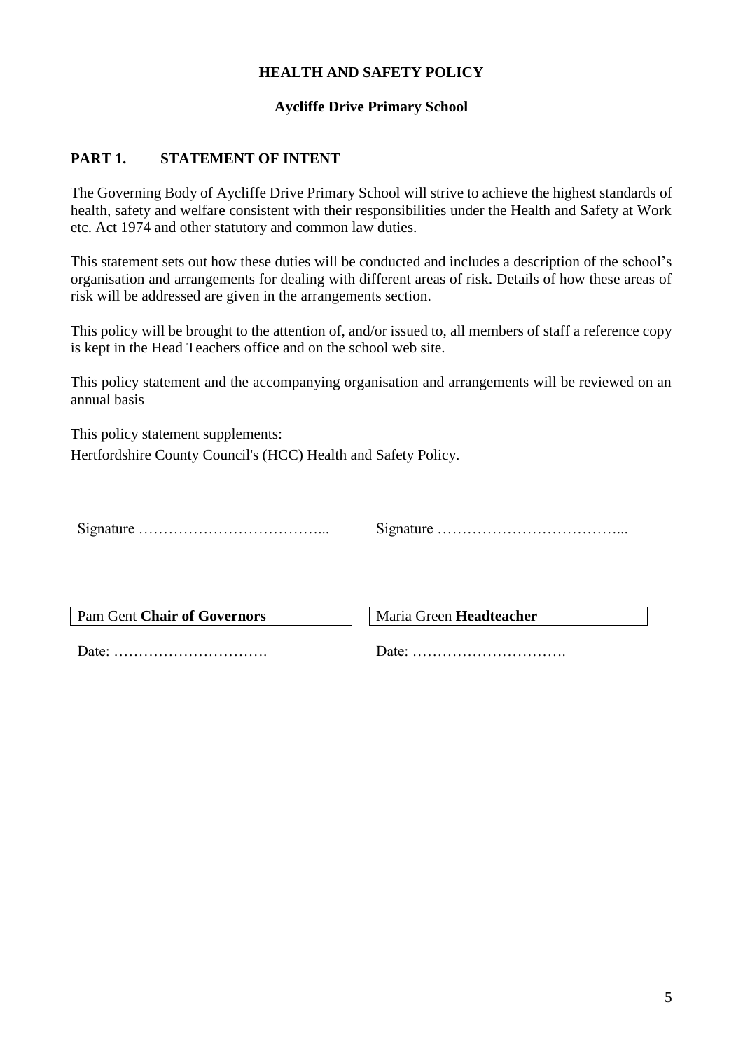# HEALTH AND SAFETY POLICY

## Aycliffe Drive Primary School

## PART 1. STATEMENT OF INTENT

The Governing Body of Aycliffe Drive Primary School will strive to achieve the highest standards of health, safety and welfare consistent with their responsibilities under the Health and Safety at Work etc. Act 1974 and other statutory and common law duties.

This statement sets out how these duties will be conducted and includes a description of the school's organisation and arrangements for dealing with different areas of risk. Details of how these areas of risk will be addressed are given in the arrangements section.

This policy will be brought to the attention of, and/or issued to, all members of staff a reference copy is kept in the Head Teachers office and on the school web site.

This policy statement and the accompanying organisation and arrangements will be reviewed on an annual basis

This policy statement supplements:

Hertfordshire County Council's (HCC) Health and Safety Policy.

| | |
|---|---|
| Signature ………………………………... | Signature ………………………………... |
| Pam Gent **Chair of Governors** | Maria Green **Headteacher** |
| Date: …………………………. | Date: …………………………. |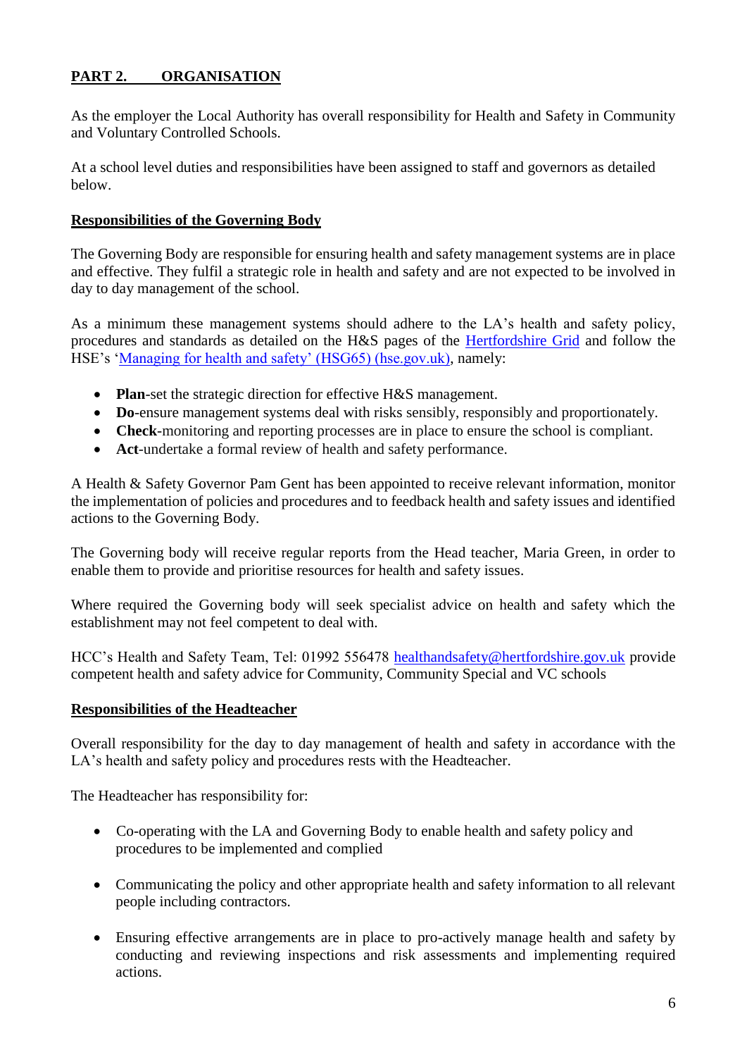## PART 2. ORGANISATION

As the employer the Local Authority has overall responsibility for Health and Safety in Community and Voluntary Controlled Schools.

At a school level duties and responsibilities have been assigned to staff and governors as detailed below.

### Responsibilities of the Governing Body

The Governing Body are responsible for ensuring health and safety management systems are in place and effective. They fulfil a strategic role in health and safety and are not expected to be involved in day to day management of the school.

As a minimum these management systems should adhere to the LA's health and safety policy, procedures and standards as detailed on the H&S pages of the Hertfordshire Grid and follow the HSE's 'Managing for health and safety' (HSG65) (hse.gov.uk), namely:

- **Plan**-set the strategic direction for effective H&S management.
- **Do**-ensure management systems deal with risks sensibly, responsibly and proportionately.
- **Check**-monitoring and reporting processes are in place to ensure the school is compliant.
- **Act**-undertake a formal review of health and safety performance.

A Health & Safety Governor Pam Gent has been appointed to receive relevant information, monitor the implementation of policies and procedures and to feedback health and safety issues and identified actions to the Governing Body.

The Governing body will receive regular reports from the Head teacher, Maria Green, in order to enable them to provide and prioritise resources for health and safety issues.

Where required the Governing body will seek specialist advice on health and safety which the establishment may not feel competent to deal with.

HCC's Health and Safety Team, Tel: 01992 556478 healthandsafety@hertfordshire.gov.uk provide competent health and safety advice for Community, Community Special and VC schools

### Responsibilities of the Headteacher

Overall responsibility for the day to day management of health and safety in accordance with the LA's health and safety policy and procedures rests with the Headteacher.

The Headteacher has responsibility for:

- Co-operating with the LA and Governing Body to enable health and safety policy and procedures to be implemented and complied
- Communicating the policy and other appropriate health and safety information to all relevant people including contractors.
- Ensuring effective arrangements are in place to pro-actively manage health and safety by conducting and reviewing inspections and risk assessments and implementing required actions.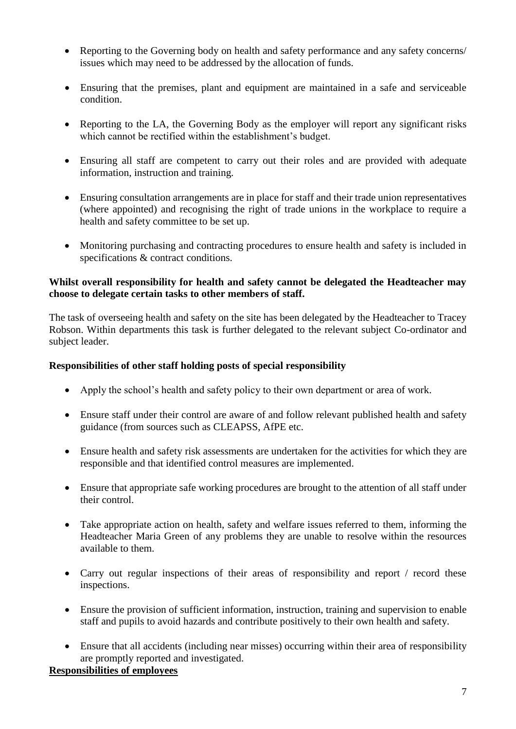- Reporting to the Governing body on health and safety performance and any safety concerns/ issues which may need to be addressed by the allocation of funds.

- Ensuring that the premises, plant and equipment are maintained in a safe and serviceable condition.

- Reporting to the LA, the Governing Body as the employer will report any significant risks which cannot be rectified within the establishment's budget.

- Ensuring all staff are competent to carry out their roles and are provided with adequate information, instruction and training.

- Ensuring consultation arrangements are in place for staff and their trade union representatives (where appointed) and recognising the right of trade unions in the workplace to require a health and safety committee to be set up.

- Monitoring purchasing and contracting procedures to ensure health and safety is included in specifications & contract conditions.

**Whilst overall responsibility for health and safety cannot be delegated the Headteacher may choose to delegate certain tasks to other members of staff.**

The task of overseeing health and safety on the site has been delegated by the Headteacher to Tracey Robson. Within departments this task is further delegated to the relevant subject Co-ordinator and subject leader.

**Responsibilities of other staff holding posts of special responsibility**

- Apply the school's health and safety policy to their own department or area of work.

- Ensure staff under their control are aware of and follow relevant published health and safety guidance (from sources such as CLEAPSS, AfPE etc.

- Ensure health and safety risk assessments are undertaken for the activities for which they are responsible and that identified control measures are implemented.

- Ensure that appropriate safe working procedures are brought to the attention of all staff under their control.

- Take appropriate action on health, safety and welfare issues referred to them, informing the Headteacher Maria Green of any problems they are unable to resolve within the resources available to them.

- Carry out regular inspections of their areas of responsibility and report / record these inspections.

- Ensure the provision of sufficient information, instruction, training and supervision to enable staff and pupils to avoid hazards and contribute positively to their own health and safety.

- Ensure that all accidents (including near misses) occurring within their area of responsibility are promptly reported and investigated.

**Responsibilities of employees**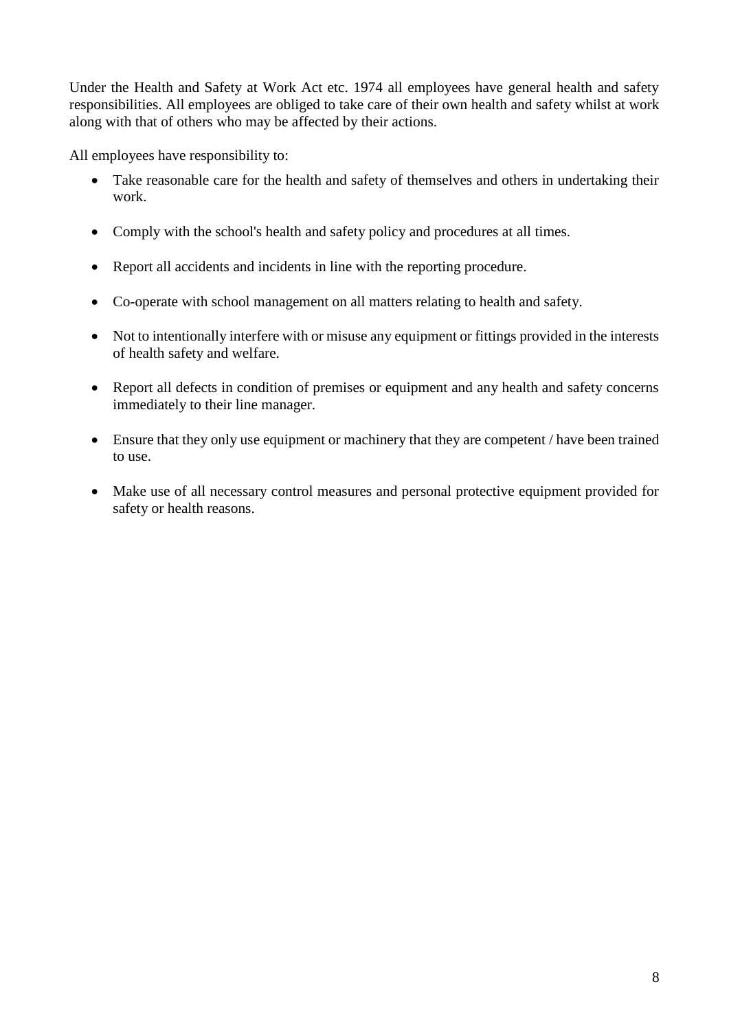Under the Health and Safety at Work Act etc. 1974 all employees have general health and safety responsibilities. All employees are obliged to take care of their own health and safety whilst at work along with that of others who may be affected by their actions.

All employees have responsibility to:

- Take reasonable care for the health and safety of themselves and others in undertaking their work.
- Comply with the school's health and safety policy and procedures at all times.
- Report all accidents and incidents in line with the reporting procedure.
- Co-operate with school management on all matters relating to health and safety.
- Not to intentionally interfere with or misuse any equipment or fittings provided in the interests of health safety and welfare.
- Report all defects in condition of premises or equipment and any health and safety concerns immediately to their line manager.
- Ensure that they only use equipment or machinery that they are competent / have been trained to use.
- Make use of all necessary control measures and personal protective equipment provided for safety or health reasons.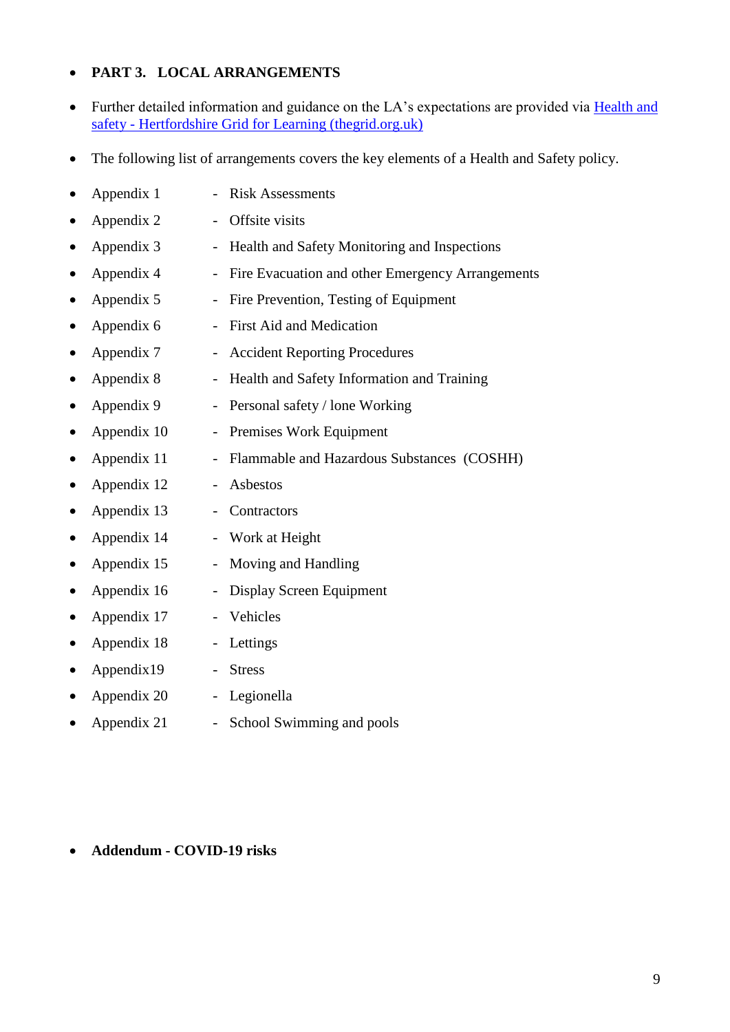- **PART 3. LOCAL ARRANGEMENTS**

- Further detailed information and guidance on the LA's expectations are provided via [Health and safety - Hertfordshire Grid for Learning (thegrid.org.uk)](https://thegrid.org.uk)

- The following list of arrangements covers the key elements of a Health and Safety policy.

- Appendix 1 - Risk Assessments
- Appendix 2 - Offsite visits
- Appendix 3 - Health and Safety Monitoring and Inspections
- Appendix 4 - Fire Evacuation and other Emergency Arrangements
- Appendix 5 - Fire Prevention, Testing of Equipment
- Appendix 6 - First Aid and Medication
- Appendix 7 - Accident Reporting Procedures
- Appendix 8 - Health and Safety Information and Training
- Appendix 9 - Personal safety / lone Working
- Appendix 10 - Premises Work Equipment
- Appendix 11 - Flammable and Hazardous Substances (COSHH)
- Appendix 12 - Asbestos
- Appendix 13 - Contractors
- Appendix 14 - Work at Height
- Appendix 15 - Moving and Handling
- Appendix 16 - Display Screen Equipment
- Appendix 17 - Vehicles
- Appendix 18 - Lettings
- Appendix19 - Stress
- Appendix 20 - Legionella
- Appendix 21 - School Swimming and pools

- **Addendum - COVID-19 risks**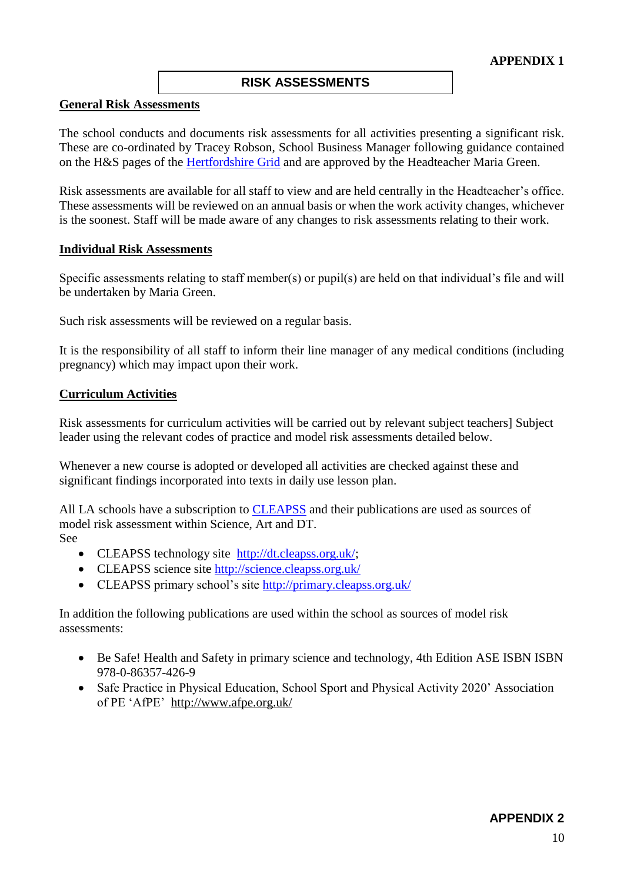**APPENDIX 1**

## RISK ASSESSMENTS

### General Risk Assessments

The school conducts and documents risk assessments for all activities presenting a significant risk. These are co-ordinated by Tracey Robson, School Business Manager following guidance contained on the H&S pages of the Hertfordshire Grid and are approved by the Headteacher Maria Green.

Risk assessments are available for all staff to view and are held centrally in the Headteacher's office. These assessments will be reviewed on an annual basis or when the work activity changes, whichever is the soonest. Staff will be made aware of any changes to risk assessments relating to their work.

### Individual Risk Assessments

Specific assessments relating to staff member(s) or pupil(s) are held on that individual's file and will be undertaken by Maria Green.

Such risk assessments will be reviewed on a regular basis.

It is the responsibility of all staff to inform their line manager of any medical conditions (including pregnancy) which may impact upon their work.

### Curriculum Activities

Risk assessments for curriculum activities will be carried out by relevant subject teachers] Subject leader using the relevant codes of practice and model risk assessments detailed below.

Whenever a new course is adopted or developed all activities are checked against these and significant findings incorporated into texts in daily use lesson plan.

All LA schools have a subscription to CLEAPSS and their publications are used as sources of model risk assessment within Science, Art and DT.
See

- CLEAPSS technology site http://dt.cleapss.org.uk/;
- CLEAPSS science site http://science.cleapss.org.uk/
- CLEAPSS primary school's site http://primary.cleapss.org.uk/

In addition the following publications are used within the school as sources of model risk assessments:

- Be Safe! Health and Safety in primary science and technology, 4th Edition ASE ISBN ISBN 978-0-86357-426-9
- Safe Practice in Physical Education, School Sport and Physical Activity 2020' Association of PE 'AfPE' http://www.afpe.org.uk/

**APPENDIX 2**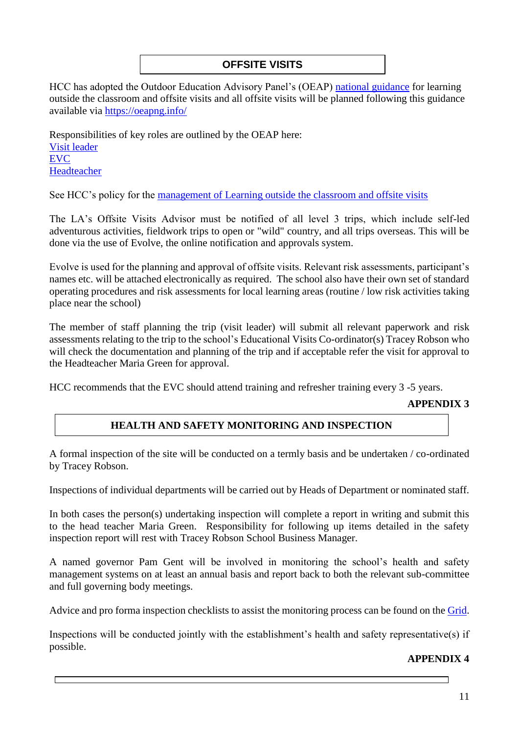## OFFSITE VISITS

HCC has adopted the Outdoor Education Advisory Panel's (OEAP) [national guidance](https://oeapng.info/) for learning outside the classroom and offsite visits and all offsite visits will be planned following this guidance available via [https://oeapng.info/](https://oeapng.info/)

Responsibilities of key roles are outlined by the OEAP here:
[Visit leader](#)
[EVC](#)
[Headteacher](#)

See HCC's policy for the [management of Learning outside the classroom and offsite visits](#)

The LA's Offsite Visits Advisor must be notified of all level 3 trips, which include self-led adventurous activities, fieldwork trips to open or "wild" country, and all trips overseas. This will be done via the use of Evolve, the online notification and approvals system.

Evolve is used for the planning and approval of offsite visits. Relevant risk assessments, participant's names etc. will be attached electronically as required. The school also have their own set of standard operating procedures and risk assessments for local learning areas (routine / low risk activities taking place near the school)

The member of staff planning the trip (visit leader) will submit all relevant paperwork and risk assessments relating to the trip to the school's Educational Visits Co-ordinator(s) Tracey Robson who will check the documentation and planning of the trip and if acceptable refer the visit for approval to the Headteacher Maria Green for approval.

HCC recommends that the EVC should attend training and refresher training every 3 -5 years.

**APPENDIX 3**

## HEALTH AND SAFETY MONITORING AND INSPECTION

A formal inspection of the site will be conducted on a termly basis and be undertaken / co-ordinated by Tracey Robson.

Inspections of individual departments will be carried out by Heads of Department or nominated staff.

In both cases the person(s) undertaking inspection will complete a report in writing and submit this to the head teacher Maria Green. Responsibility for following up items detailed in the safety inspection report will rest with Tracey Robson School Business Manager.

A named governor Pam Gent will be involved in monitoring the school's health and safety management systems on at least an annual basis and report back to both the relevant sub-committee and full governing body meetings.

Advice and pro forma inspection checklists to assist the monitoring process can be found on the [Grid](#).

Inspections will be conducted jointly with the establishment's health and safety representative(s) if possible.

**APPENDIX 4**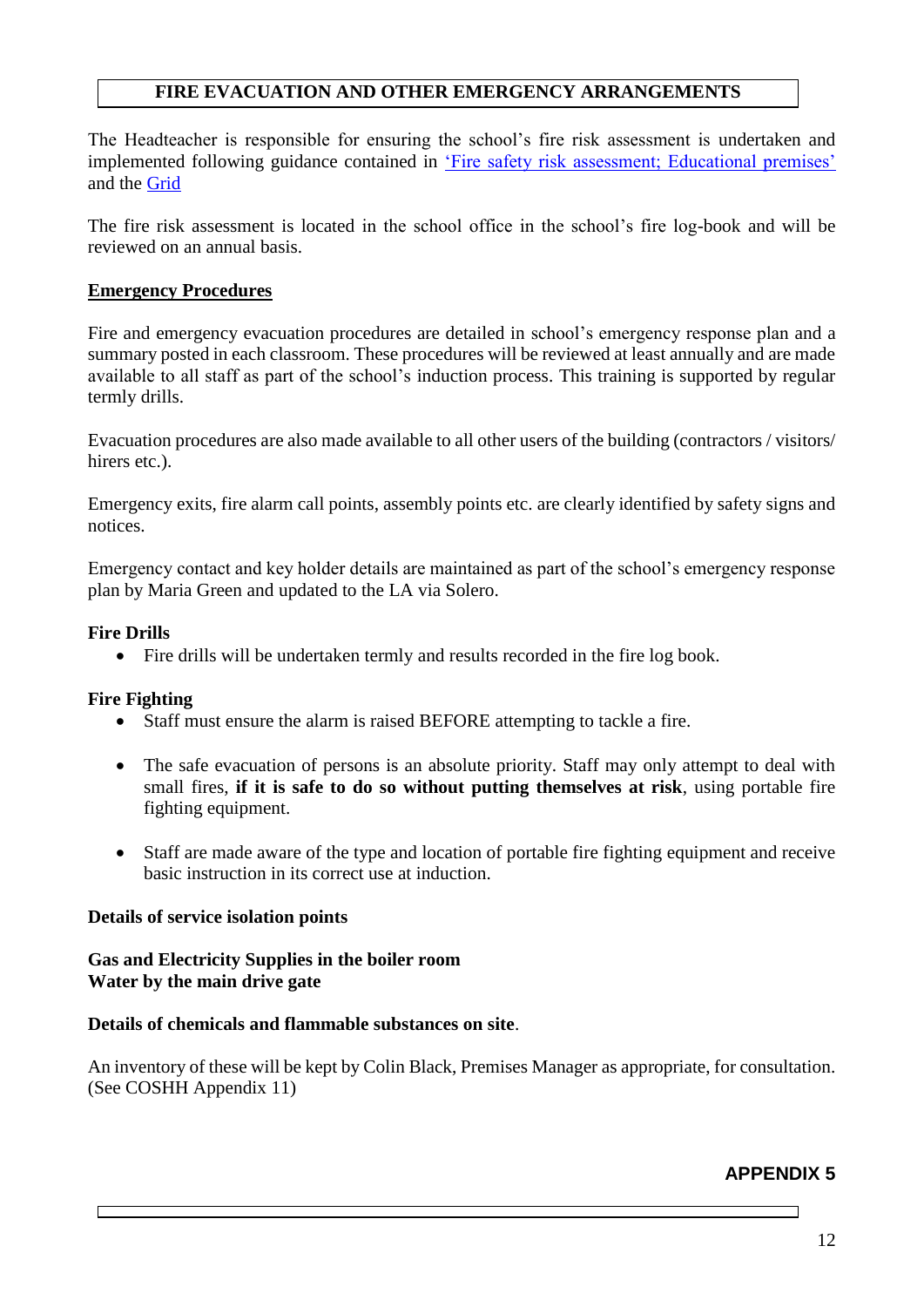## FIRE EVACUATION AND OTHER EMERGENCY ARRANGEMENTS

The Headteacher is responsible for ensuring the school's fire risk assessment is undertaken and implemented following guidance contained in 'Fire safety risk assessment; Educational premises' and the Grid

The fire risk assessment is located in the school office in the school's fire log-book and will be reviewed on an annual basis.

### Emergency Procedures

Fire and emergency evacuation procedures are detailed in school's emergency response plan and a summary posted in each classroom. These procedures will be reviewed at least annually and are made available to all staff as part of the school's induction process. This training is supported by regular termly drills.

Evacuation procedures are also made available to all other users of the building (contractors / visitors/ hirers etc.).

Emergency exits, fire alarm call points, assembly points etc. are clearly identified by safety signs and notices.

Emergency contact and key holder details are maintained as part of the school's emergency response plan by Maria Green and updated to the LA via Solero.

**Fire Drills**

- Fire drills will be undertaken termly and results recorded in the fire log book.

**Fire Fighting**

- Staff must ensure the alarm is raised BEFORE attempting to tackle a fire.
- The safe evacuation of persons is an absolute priority. Staff may only attempt to deal with small fires, **if it is safe to do so without putting themselves at risk**, using portable fire fighting equipment.
- Staff are made aware of the type and location of portable fire fighting equipment and receive basic instruction in its correct use at induction.

**Details of service isolation points**

**Gas and Electricity Supplies in the boiler room**
**Water by the main drive gate**

**Details of chemicals and flammable substances on site**.

An inventory of these will be kept by Colin Black, Premises Manager as appropriate, for consultation. (See COSHH Appendix 11)

**APPENDIX 5**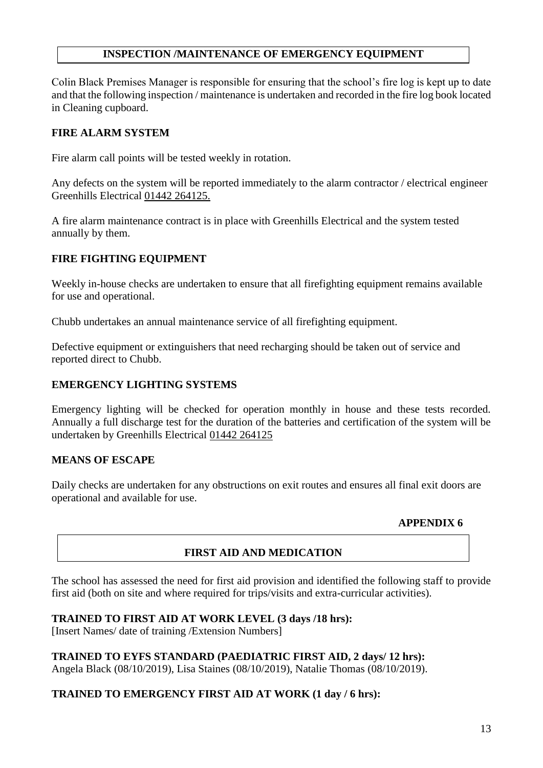## INSPECTION /MAINTENANCE OF EMERGENCY EQUIPMENT

Colin Black Premises Manager is responsible for ensuring that the school's fire log is kept up to date and that the following inspection / maintenance is undertaken and recorded in the fire log book located in Cleaning cupboard.

### FIRE ALARM SYSTEM

Fire alarm call points will be tested weekly in rotation.

Any defects on the system will be reported immediately to the alarm contractor / electrical engineer Greenhills Electrical 01442 264125.

A fire alarm maintenance contract is in place with Greenhills Electrical and the system tested annually by them.

### FIRE FIGHTING EQUIPMENT

Weekly in-house checks are undertaken to ensure that all firefighting equipment remains available for use and operational.

Chubb undertakes an annual maintenance service of all firefighting equipment.

Defective equipment or extinguishers that need recharging should be taken out of service and reported direct to Chubb.

### EMERGENCY LIGHTING SYSTEMS

Emergency lighting will be checked for operation monthly in house and these tests recorded. Annually a full discharge test for the duration of the batteries and certification of the system will be undertaken by Greenhills Electrical 01442 264125

### MEANS OF ESCAPE

Daily checks are undertaken for any obstructions on exit routes and ensures all final exit doors are operational and available for use.

**APPENDIX 6**

## FIRST AID AND MEDICATION

The school has assessed the need for first aid provision and identified the following staff to provide first aid (both on site and where required for trips/visits and extra-curricular activities).

**TRAINED TO FIRST AID AT WORK LEVEL (3 days /18 hrs):**
[Insert Names/ date of training /Extension Numbers]

**TRAINED TO EYFS STANDARD (PAEDIATRIC FIRST AID, 2 days/ 12 hrs):**
Angela Black (08/10/2019), Lisa Staines (08/10/2019), Natalie Thomas (08/10/2019).

**TRAINED TO EMERGENCY FIRST AID AT WORK (1 day / 6 hrs):**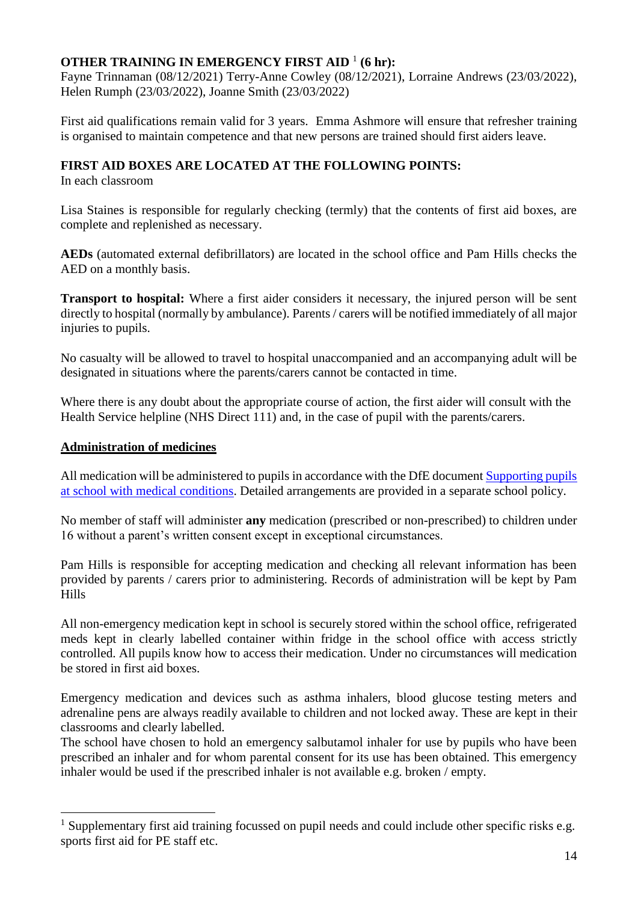**OTHER TRAINING IN EMERGENCY FIRST AID** [1] **(6 hr):**
Fayne Trinnaman (08/12/2021) Terry-Anne Cowley (08/12/2021), Lorraine Andrews (23/03/2022), Helen Rumph (23/03/2022), Joanne Smith (23/03/2022)

First aid qualifications remain valid for 3 years. Emma Ashmore will ensure that refresher training is organised to maintain competence and that new persons are trained should first aiders leave.

**FIRST AID BOXES ARE LOCATED AT THE FOLLOWING POINTS:**
In each classroom

Lisa Staines is responsible for regularly checking (termly) that the contents of first aid boxes, are complete and replenished as necessary.

**AEDs** (automated external defibrillators) are located in the school office and Pam Hills checks the AED on a monthly basis.

**Transport to hospital:** Where a first aider considers it necessary, the injured person will be sent directly to hospital (normally by ambulance). Parents / carers will be notified immediately of all major injuries to pupils.

No casualty will be allowed to travel to hospital unaccompanied and an accompanying adult will be designated in situations where the parents/carers cannot be contacted in time.

Where there is any doubt about the appropriate course of action, the first aider will consult with the Health Service helpline (NHS Direct 111) and, in the case of pupil with the parents/carers.

## Administration of medicines

All medication will be administered to pupils in accordance with the DfE document [Supporting pupils at school with medical conditions](). Detailed arrangements are provided in a separate school policy.

No member of staff will administer **any** medication (prescribed or non-prescribed) to children under 16 without a parent's written consent except in exceptional circumstances.

Pam Hills is responsible for accepting medication and checking all relevant information has been provided by parents / carers prior to administering. Records of administration will be kept by Pam Hills

All non-emergency medication kept in school is securely stored within the school office, refrigerated meds kept in clearly labelled container within fridge in the school office with access strictly controlled. All pupils know how to access their medication. Under no circumstances will medication be stored in first aid boxes.

Emergency medication and devices such as asthma inhalers, blood glucose testing meters and adrenaline pens are always readily available to children and not locked away. These are kept in their classrooms and clearly labelled.
The school have chosen to hold an emergency salbutamol inhaler for use by pupils who have been prescribed an inhaler and for whom parental consent for its use has been obtained. This emergency inhaler would be used if the prescribed inhaler is not available e.g. broken / empty.

---

[1] Supplementary first aid training focussed on pupil needs and could include other specific risks e.g. sports first aid for PE staff etc.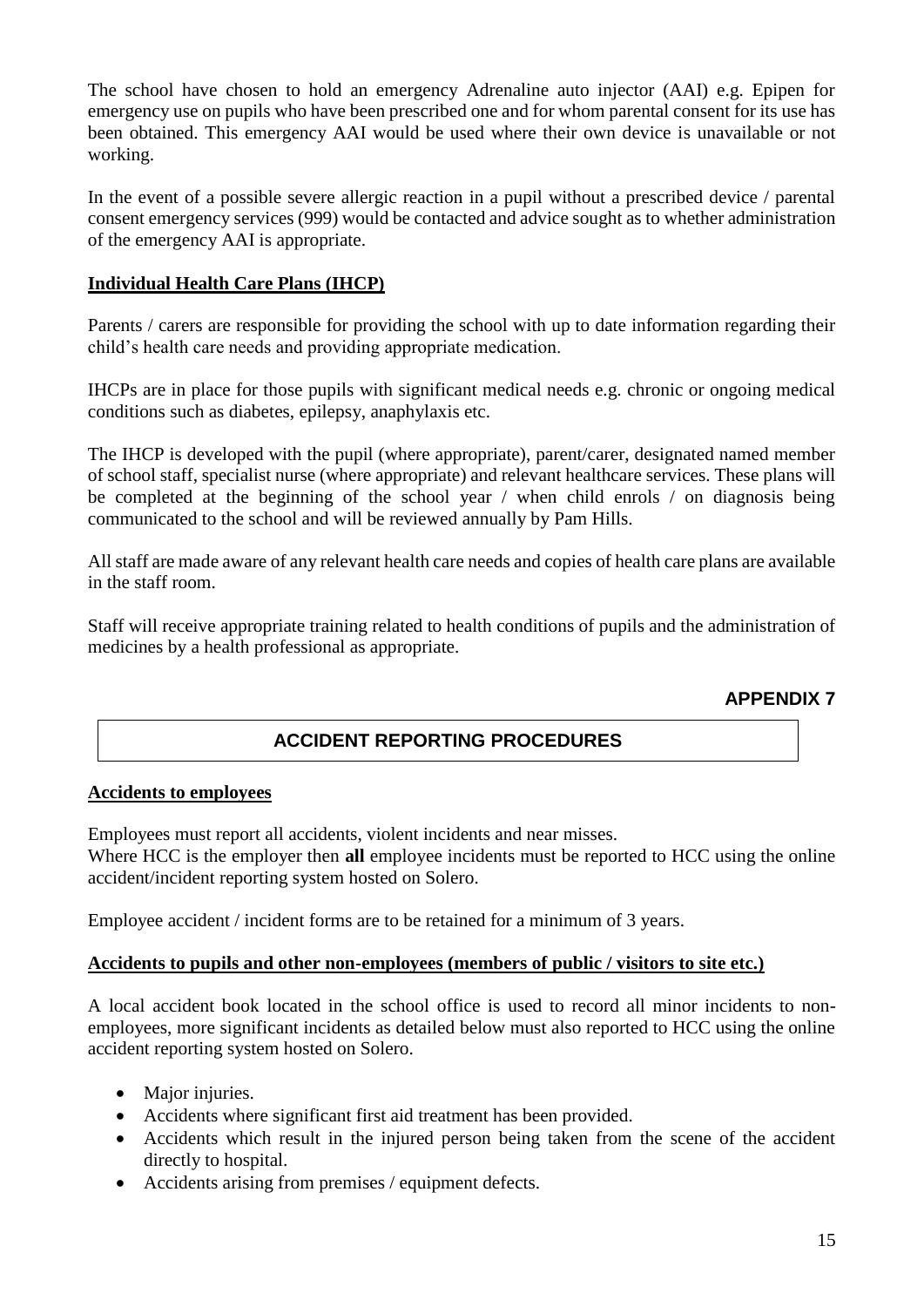The school have chosen to hold an emergency Adrenaline auto injector (AAI) e.g. Epipen for emergency use on pupils who have been prescribed one and for whom parental consent for its use has been obtained. This emergency AAI would be used where their own device is unavailable or not working.

In the event of a possible severe allergic reaction in a pupil without a prescribed device / parental consent emergency services (999) would be contacted and advice sought as to whether administration of the emergency AAI is appropriate.

**Individual Health Care Plans (IHCP)**

Parents / carers are responsible for providing the school with up to date information regarding their child's health care needs and providing appropriate medication.

IHCPs are in place for those pupils with significant medical needs e.g. chronic or ongoing medical conditions such as diabetes, epilepsy, anaphylaxis etc.

The IHCP is developed with the pupil (where appropriate), parent/carer, designated named member of school staff, specialist nurse (where appropriate) and relevant healthcare services. These plans will be completed at the beginning of the school year / when child enrols / on diagnosis being communicated to the school and will be reviewed annually by Pam Hills.

All staff are made aware of any relevant health care needs and copies of health care plans are available in the staff room.

Staff will receive appropriate training related to health conditions of pupils and the administration of medicines by a health professional as appropriate.

**APPENDIX 7**

## ACCIDENT REPORTING PROCEDURES

**Accidents to employees**

Employees must report all accidents, violent incidents and near misses.
Where HCC is the employer then **all** employee incidents must be reported to HCC using the online accident/incident reporting system hosted on Solero.

Employee accident / incident forms are to be retained for a minimum of 3 years.

**Accidents to pupils and other non-employees (members of public / visitors to site etc.)**

A local accident book located in the school office is used to record all minor incidents to non-employees, more significant incidents as detailed below must also reported to HCC using the online accident reporting system hosted on Solero.

- Major injuries.
- Accidents where significant first aid treatment has been provided.
- Accidents which result in the injured person being taken from the scene of the accident directly to hospital.
- Accidents arising from premises / equipment defects.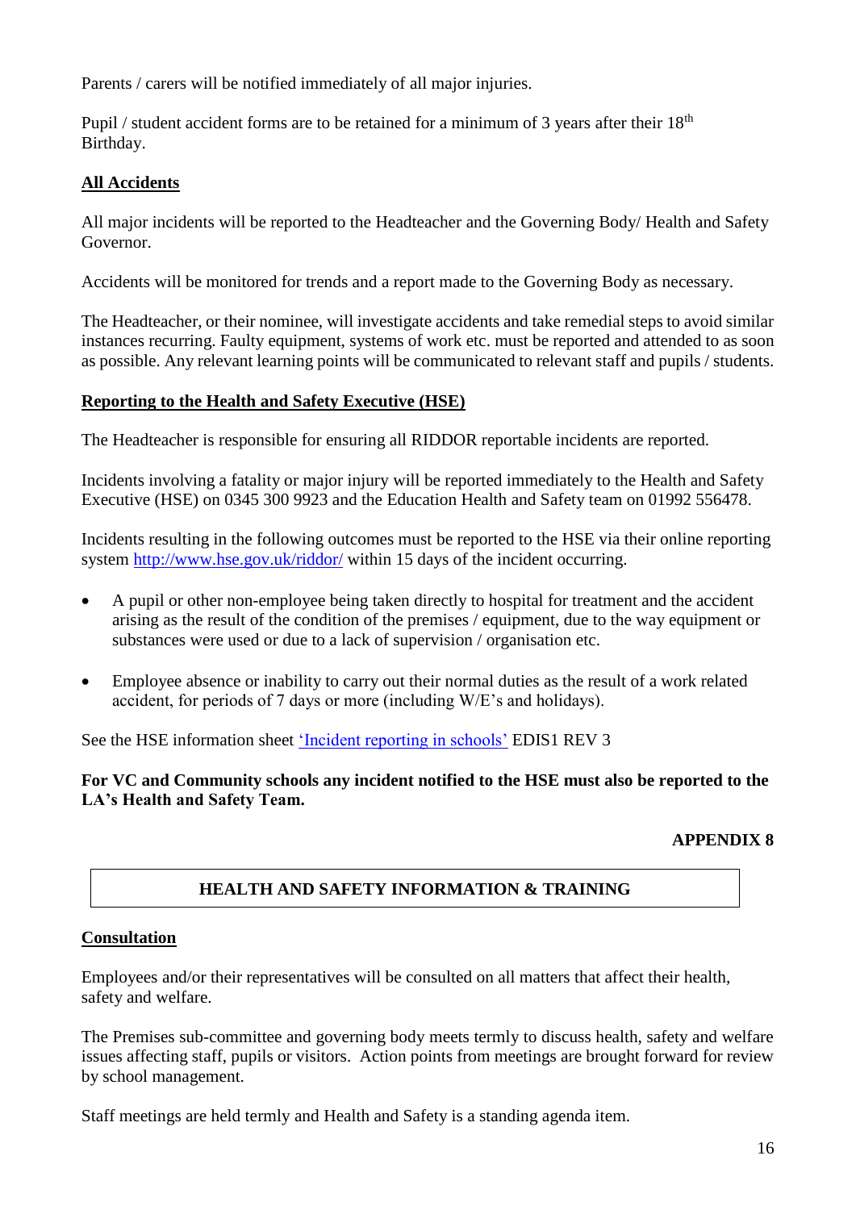Parents / carers will be notified immediately of all major injuries.

Pupil / student accident forms are to be retained for a minimum of 3 years after their 18th Birthday.

**All Accidents**

All major incidents will be reported to the Headteacher and the Governing Body/ Health and Safety Governor.

Accidents will be monitored for trends and a report made to the Governing Body as necessary.

The Headteacher, or their nominee, will investigate accidents and take remedial steps to avoid similar instances recurring. Faulty equipment, systems of work etc. must be reported and attended to as soon as possible. Any relevant learning points will be communicated to relevant staff and pupils / students.

**Reporting to the Health and Safety Executive (HSE)**

The Headteacher is responsible for ensuring all RIDDOR reportable incidents are reported.

Incidents involving a fatality or major injury will be reported immediately to the Health and Safety Executive (HSE) on 0345 300 9923 and the Education Health and Safety team on 01992 556478.

Incidents resulting in the following outcomes must be reported to the HSE via their online reporting system http://www.hse.gov.uk/riddor/ within 15 days of the incident occurring.

- A pupil or other non-employee being taken directly to hospital for treatment and the accident arising as the result of the condition of the premises / equipment, due to the way equipment or substances were used or due to a lack of supervision / organisation etc.
- Employee absence or inability to carry out their normal duties as the result of a work related accident, for periods of 7 days or more (including W/E's and holidays).

See the HSE information sheet 'Incident reporting in schools' EDIS1 REV 3

**For VC and Community schools any incident notified to the HSE must also be reported to the LA's Health and Safety Team.**

**APPENDIX 8**

## HEALTH AND SAFETY INFORMATION & TRAINING

**Consultation**

Employees and/or their representatives will be consulted on all matters that affect their health, safety and welfare.

The Premises sub-committee and governing body meets termly to discuss health, safety and welfare issues affecting staff, pupils or visitors. Action points from meetings are brought forward for review by school management.

Staff meetings are held termly and Health and Safety is a standing agenda item.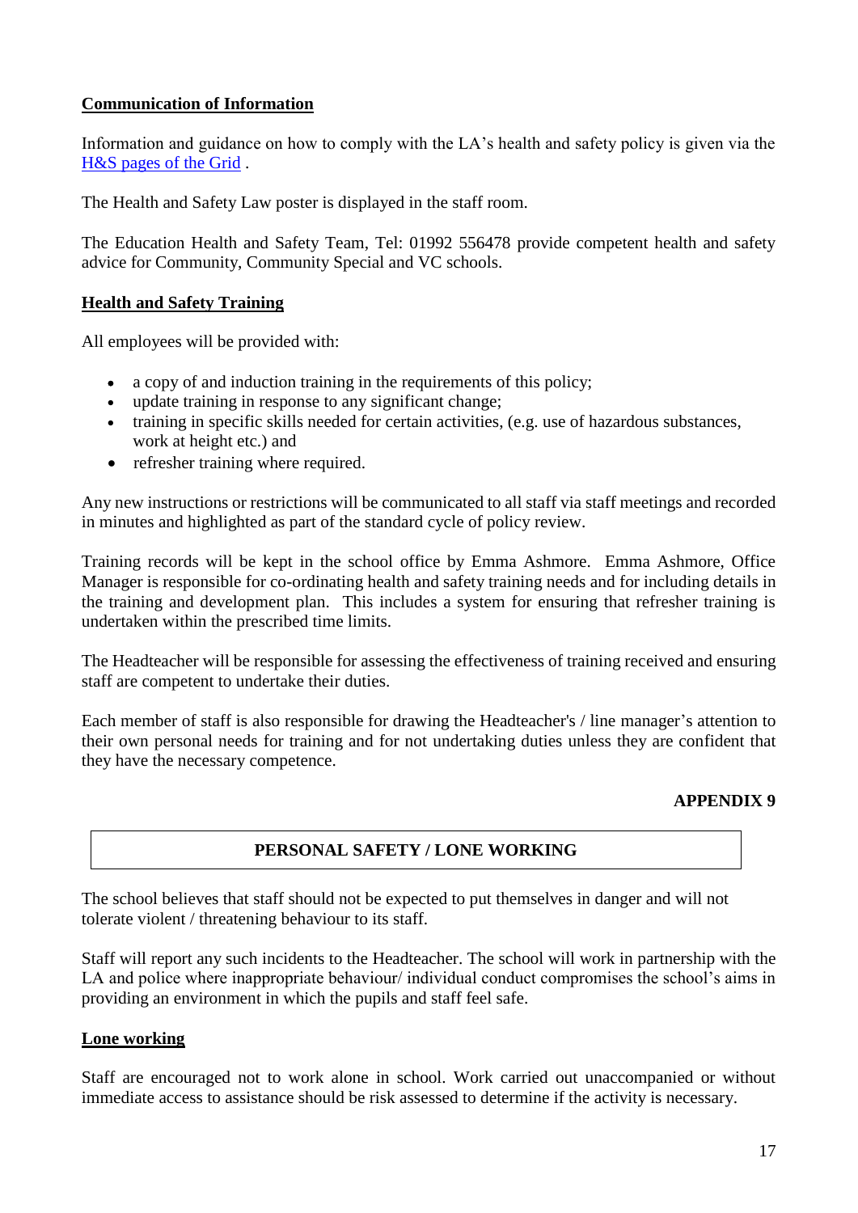**Communication of Information**

Information and guidance on how to comply with the LA's health and safety policy is given via the [H&S pages of the Grid](H&S pages of the Grid) .

The Health and Safety Law poster is displayed in the staff room.

The Education Health and Safety Team, Tel: 01992 556478 provide competent health and safety advice for Community, Community Special and VC schools.

**Health and Safety Training**

All employees will be provided with:

- a copy of and induction training in the requirements of this policy;
- update training in response to any significant change;
- training in specific skills needed for certain activities, (e.g. use of hazardous substances, work at height etc.) and
- refresher training where required.

Any new instructions or restrictions will be communicated to all staff via staff meetings and recorded in minutes and highlighted as part of the standard cycle of policy review.

Training records will be kept in the school office by Emma Ashmore. Emma Ashmore, Office Manager is responsible for co-ordinating health and safety training needs and for including details in the training and development plan. This includes a system for ensuring that refresher training is undertaken within the prescribed time limits.

The Headteacher will be responsible for assessing the effectiveness of training received and ensuring staff are competent to undertake their duties.

Each member of staff is also responsible for drawing the Headteacher's / line manager's attention to their own personal needs for training and for not undertaking duties unless they are confident that they have the necessary competence.

**APPENDIX 9**

## PERSONAL SAFETY / LONE WORKING

The school believes that staff should not be expected to put themselves in danger and will not tolerate violent / threatening behaviour to its staff.

Staff will report any such incidents to the Headteacher. The school will work in partnership with the LA and police where inappropriate behaviour/ individual conduct compromises the school's aims in providing an environment in which the pupils and staff feel safe.

**Lone working**

Staff are encouraged not to work alone in school. Work carried out unaccompanied or without immediate access to assistance should be risk assessed to determine if the activity is necessary.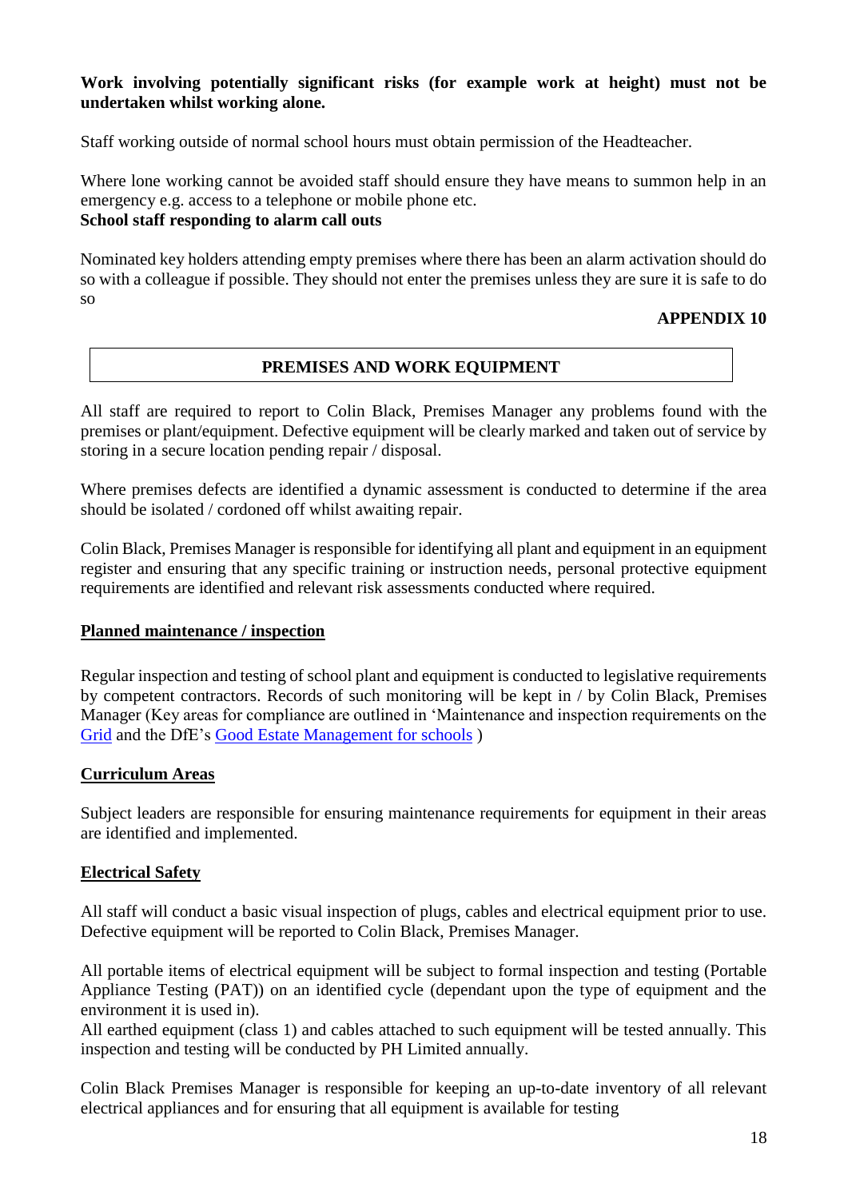**Work involving potentially significant risks (for example work at height) must not be undertaken whilst working alone.**

Staff working outside of normal school hours must obtain permission of the Headteacher.

Where lone working cannot be avoided staff should ensure they have means to summon help in an emergency e.g. access to a telephone or mobile phone etc.

**School staff responding to alarm call outs**

Nominated key holders attending empty premises where there has been an alarm activation should do so with a colleague if possible. They should not enter the premises unless they are sure it is safe to do so

**APPENDIX 10**

## PREMISES AND WORK EQUIPMENT

All staff are required to report to Colin Black, Premises Manager any problems found with the premises or plant/equipment. Defective equipment will be clearly marked and taken out of service by storing in a secure location pending repair / disposal.

Where premises defects are identified a dynamic assessment is conducted to determine if the area should be isolated / cordoned off whilst awaiting repair.

Colin Black, Premises Manager is responsible for identifying all plant and equipment in an equipment register and ensuring that any specific training or instruction needs, personal protective equipment requirements are identified and relevant risk assessments conducted where required.

### Planned maintenance / inspection

Regular inspection and testing of school plant and equipment is conducted to legislative requirements by competent contractors. Records of such monitoring will be kept in / by Colin Black, Premises Manager (Key areas for compliance are outlined in 'Maintenance and inspection requirements on the Grid and the DfE's Good Estate Management for schools )

### Curriculum Areas

Subject leaders are responsible for ensuring maintenance requirements for equipment in their areas are identified and implemented.

### Electrical Safety

All staff will conduct a basic visual inspection of plugs, cables and electrical equipment prior to use. Defective equipment will be reported to Colin Black, Premises Manager.

All portable items of electrical equipment will be subject to formal inspection and testing (Portable Appliance Testing (PAT)) on an identified cycle (dependant upon the type of equipment and the environment it is used in).

All earthed equipment (class 1) and cables attached to such equipment will be tested annually. This inspection and testing will be conducted by PH Limited annually.

Colin Black Premises Manager is responsible for keeping an up-to-date inventory of all relevant electrical appliances and for ensuring that all equipment is available for testing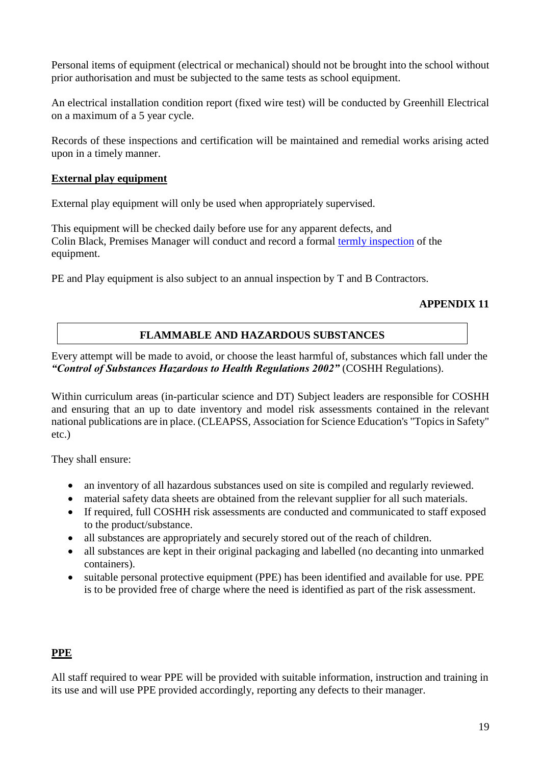Personal items of equipment (electrical or mechanical) should not be brought into the school without prior authorisation and must be subjected to the same tests as school equipment.

An electrical installation condition report (fixed wire test) will be conducted by Greenhill Electrical on a maximum of a 5 year cycle.

Records of these inspections and certification will be maintained and remedial works arising acted upon in a timely manner.

**External play equipment**

External play equipment will only be used when appropriately supervised.

This equipment will be checked daily before use for any apparent defects, and Colin Black, Premises Manager will conduct and record a formal termly inspection of the equipment.

PE and Play equipment is also subject to an annual inspection by T and B Contractors.

**APPENDIX 11**

## FLAMMABLE AND HAZARDOUS SUBSTANCES

Every attempt will be made to avoid, or choose the least harmful of, substances which fall under the ***"Control of Substances Hazardous to Health Regulations 2002"*** (COSHH Regulations).

Within curriculum areas (in-particular science and DT) Subject leaders are responsible for COSHH and ensuring that an up to date inventory and model risk assessments contained in the relevant national publications are in place. (CLEAPSS, Association for Science Education's "Topics in Safety" etc.)

They shall ensure:

- an inventory of all hazardous substances used on site is compiled and regularly reviewed.
- material safety data sheets are obtained from the relevant supplier for all such materials.
- If required, full COSHH risk assessments are conducted and communicated to staff exposed to the product/substance.
- all substances are appropriately and securely stored out of the reach of children.
- all substances are kept in their original packaging and labelled (no decanting into unmarked containers).
- suitable personal protective equipment (PPE) has been identified and available for use. PPE is to be provided free of charge where the need is identified as part of the risk assessment.

**PPE**

All staff required to wear PPE will be provided with suitable information, instruction and training in its use and will use PPE provided accordingly, reporting any defects to their manager.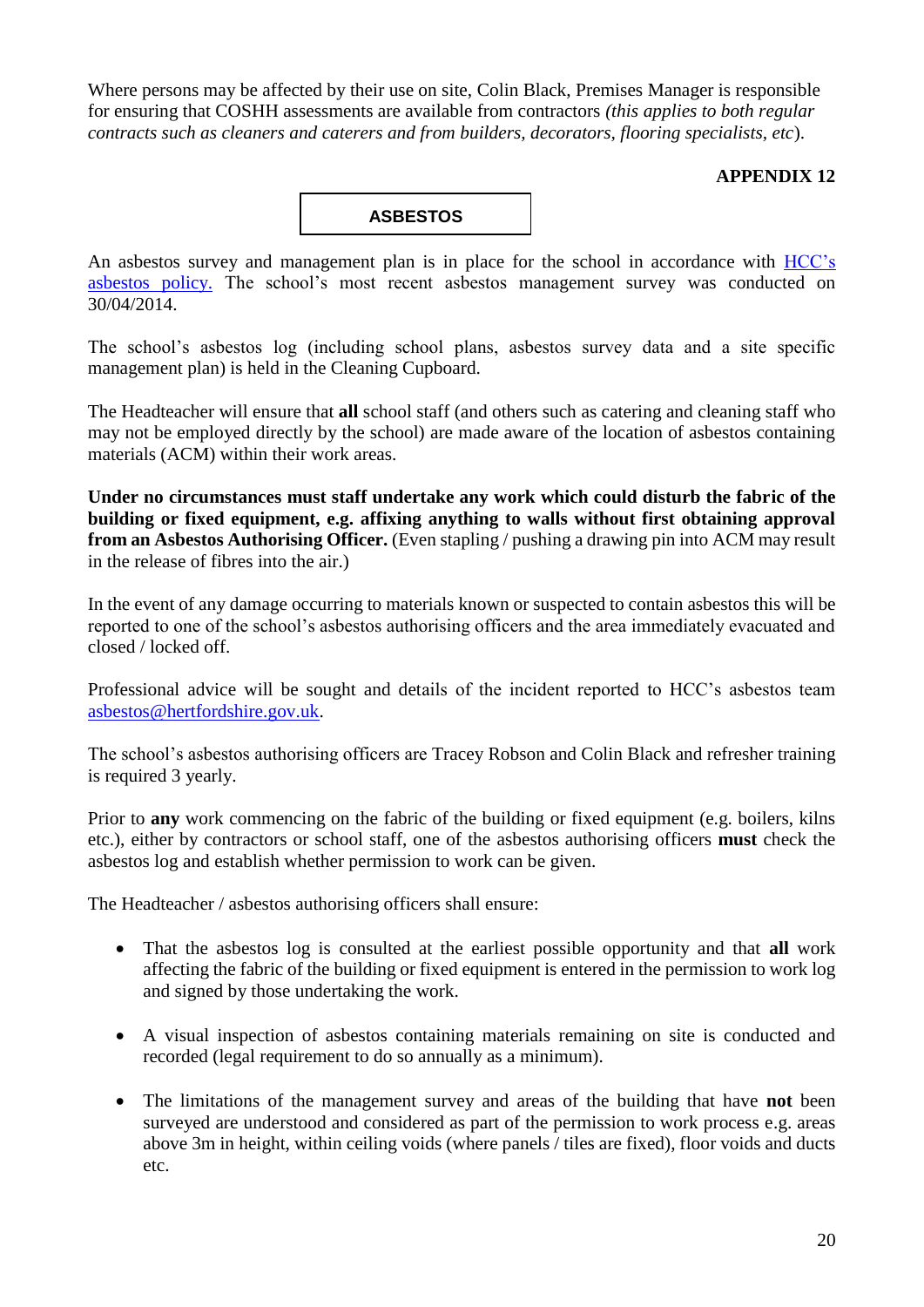Where persons may be affected by their use on site, Colin Black, Premises Manager is responsible for ensuring that COSHH assessments are available from contractors *(this applies to both regular contracts such as cleaners and caterers and from builders, decorators, flooring specialists, etc*).

**APPENDIX 12**

## ASBESTOS

An asbestos survey and management plan is in place for the school in accordance with [HCC's asbestos policy.](#) The school's most recent asbestos management survey was conducted on 30/04/2014.

The school's asbestos log (including school plans, asbestos survey data and a site specific management plan) is held in the Cleaning Cupboard.

The Headteacher will ensure that **all** school staff (and others such as catering and cleaning staff who may not be employed directly by the school) are made aware of the location of asbestos containing materials (ACM) within their work areas.

**Under no circumstances must staff undertake any work which could disturb the fabric of the building or fixed equipment, e.g. affixing anything to walls without first obtaining approval from an Asbestos Authorising Officer.** (Even stapling / pushing a drawing pin into ACM may result in the release of fibres into the air.)

In the event of any damage occurring to materials known or suspected to contain asbestos this will be reported to one of the school's asbestos authorising officers and the area immediately evacuated and closed / locked off.

Professional advice will be sought and details of the incident reported to HCC's asbestos team [asbestos@hertfordshire.gov.uk](mailto:asbestos@hertfordshire.gov.uk).

The school's asbestos authorising officers are Tracey Robson and Colin Black and refresher training is required 3 yearly.

Prior to **any** work commencing on the fabric of the building or fixed equipment (e.g. boilers, kilns etc.), either by contractors or school staff, one of the asbestos authorising officers **must** check the asbestos log and establish whether permission to work can be given.

The Headteacher / asbestos authorising officers shall ensure:

- That the asbestos log is consulted at the earliest possible opportunity and that **all** work affecting the fabric of the building or fixed equipment is entered in the permission to work log and signed by those undertaking the work.
- A visual inspection of asbestos containing materials remaining on site is conducted and recorded (legal requirement to do so annually as a minimum).
- The limitations of the management survey and areas of the building that have **not** been surveyed are understood and considered as part of the permission to work process e.g. areas above 3m in height, within ceiling voids (where panels / tiles are fixed), floor voids and ducts etc.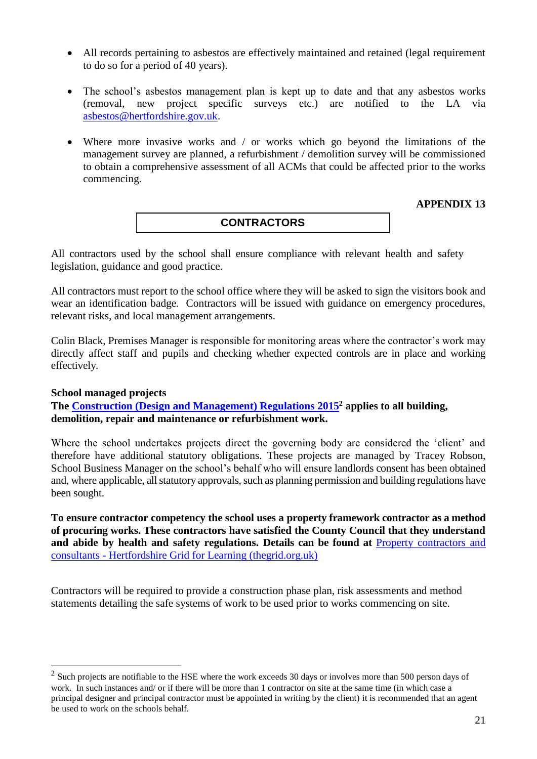- All records pertaining to asbestos are effectively maintained and retained (legal requirement to do so for a period of 40 years).

- The school's asbestos management plan is kept up to date and that any asbestos works (removal, new project specific surveys etc.) are notified to the LA via [asbestos@hertfordshire.gov.uk](mailto:asbestos@hertfordshire.gov.uk).

- Where more invasive works and / or works which go beyond the limitations of the management survey are planned, a refurbishment / demolition survey will be commissioned to obtain a comprehensive assessment of all ACMs that could be affected prior to the works commencing.

**APPENDIX 13**

## CONTRACTORS

All contractors used by the school shall ensure compliance with relevant health and safety legislation, guidance and good practice.

All contractors must report to the school office where they will be asked to sign the visitors book and wear an identification badge. Contractors will be issued with guidance on emergency procedures, relevant risks, and local management arrangements.

Colin Black, Premises Manager is responsible for monitoring areas where the contractor's work may directly affect staff and pupils and checking whether expected controls are in place and working effectively.

**School managed projects**

**The Construction (Design and Management) Regulations 2015[2] applies to all building, demolition, repair and maintenance or refurbishment work.**

Where the school undertakes projects direct the governing body are considered the 'client' and therefore have additional statutory obligations. These projects are managed by Tracey Robson, School Business Manager on the school's behalf who will ensure landlords consent has been obtained and, where applicable, all statutory approvals, such as planning permission and building regulations have been sought.

**To ensure contractor competency the school uses a property framework contractor as a method of procuring works. These contractors have satisfied the County Council that they understand and abide by health and safety regulations. Details can be found at** Property contractors and consultants - Hertfordshire Grid for Learning (thegrid.org.uk)

Contractors will be required to provide a construction phase plan, risk assessments and method statements detailing the safe systems of work to be used prior to works commencing on site.

---

[2] Such projects are notifiable to the HSE where the work exceeds 30 days or involves more than 500 person days of work. In such instances and/ or if there will be more than 1 contractor on site at the same time (in which case a principal designer and principal contractor must be appointed in writing by the client) it is recommended that an agent be used to work on the schools behalf.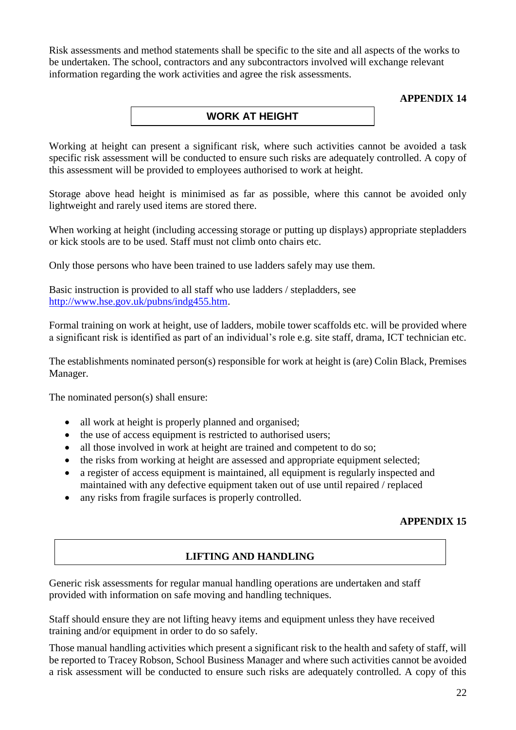Risk assessments and method statements shall be specific to the site and all aspects of the works to be undertaken. The school, contractors and any subcontractors involved will exchange relevant information regarding the work activities and agree the risk assessments.

**APPENDIX 14**

## WORK AT HEIGHT

Working at height can present a significant risk, where such activities cannot be avoided a task specific risk assessment will be conducted to ensure such risks are adequately controlled. A copy of this assessment will be provided to employees authorised to work at height.

Storage above head height is minimised as far as possible, where this cannot be avoided only lightweight and rarely used items are stored there.

When working at height (including accessing storage or putting up displays) appropriate stepladders or kick stools are to be used. Staff must not climb onto chairs etc.

Only those persons who have been trained to use ladders safely may use them.

Basic instruction is provided to all staff who use ladders / stepladders, see http://www.hse.gov.uk/pubns/indg455.htm.

Formal training on work at height, use of ladders, mobile tower scaffolds etc. will be provided where a significant risk is identified as part of an individual's role e.g. site staff, drama, ICT technician etc.

The establishments nominated person(s) responsible for work at height is (are) Colin Black, Premises Manager.

The nominated person(s) shall ensure:

- all work at height is properly planned and organised;
- the use of access equipment is restricted to authorised users;
- all those involved in work at height are trained and competent to do so;
- the risks from working at height are assessed and appropriate equipment selected;
- a register of access equipment is maintained, all equipment is regularly inspected and maintained with any defective equipment taken out of use until repaired / replaced
- any risks from fragile surfaces is properly controlled.

**APPENDIX 15**

## LIFTING AND HANDLING

Generic risk assessments for regular manual handling operations are undertaken and staff provided with information on safe moving and handling techniques.

Staff should ensure they are not lifting heavy items and equipment unless they have received training and/or equipment in order to do so safely.

Those manual handling activities which present a significant risk to the health and safety of staff, will be reported to Tracey Robson, School Business Manager and where such activities cannot be avoided a risk assessment will be conducted to ensure such risks are adequately controlled. A copy of this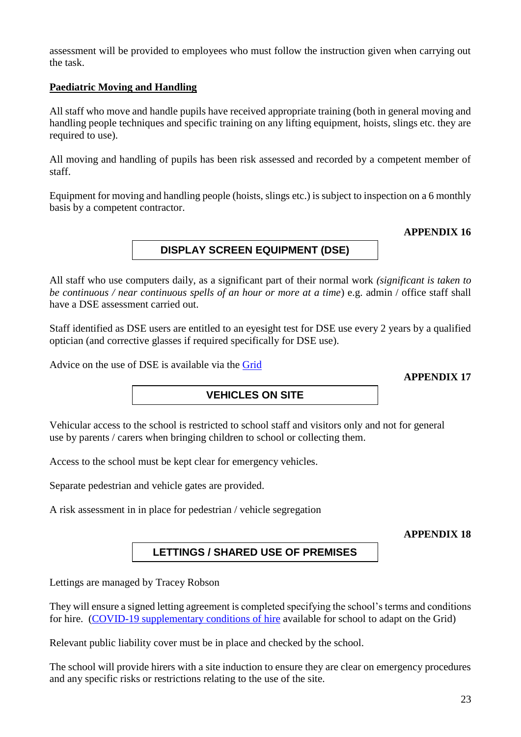assessment will be provided to employees who must follow the instruction given when carrying out the task.

**Paediatric Moving and Handling**

All staff who move and handle pupils have received appropriate training (both in general moving and handling people techniques and specific training on any lifting equipment, hoists, slings etc. they are required to use).

All moving and handling of pupils has been risk assessed and recorded by a competent member of staff.

Equipment for moving and handling people (hoists, slings etc.) is subject to inspection on a 6 monthly basis by a competent contractor.

**APPENDIX 16**

## DISPLAY SCREEN EQUIPMENT (DSE)

All staff who use computers daily, as a significant part of their normal work *(significant is taken to be continuous / near continuous spells of an hour or more at a time*) e.g. admin / office staff shall have a DSE assessment carried out.

Staff identified as DSE users are entitled to an eyesight test for DSE use every 2 years by a qualified optician (and corrective glasses if required specifically for DSE use).

Advice on the use of DSE is available via the Grid

**APPENDIX 17**

## VEHICLES ON SITE

Vehicular access to the school is restricted to school staff and visitors only and not for general use by parents / carers when bringing children to school or collecting them.

Access to the school must be kept clear for emergency vehicles.

Separate pedestrian and vehicle gates are provided.

A risk assessment in in place for pedestrian / vehicle segregation

**APPENDIX 18**

## LETTINGS / SHARED USE OF PREMISES

Lettings are managed by Tracey Robson

They will ensure a signed letting agreement is completed specifying the school's terms and conditions for hire. (COVID-19 supplementary conditions of hire available for school to adapt on the Grid)

Relevant public liability cover must be in place and checked by the school.

The school will provide hirers with a site induction to ensure they are clear on emergency procedures and any specific risks or restrictions relating to the use of the site.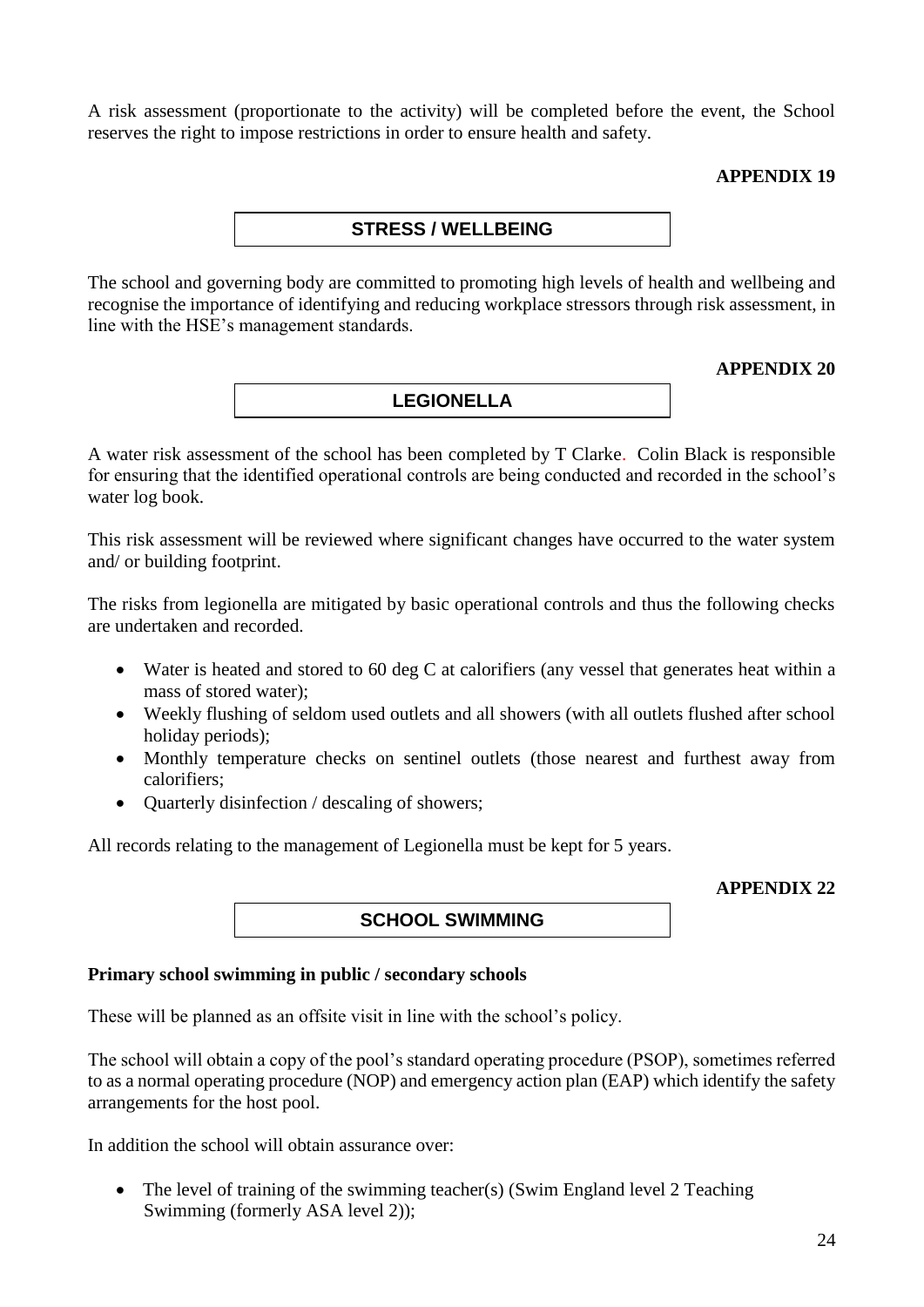A risk assessment (proportionate to the activity) will be completed before the event, the School reserves the right to impose restrictions in order to ensure health and safety.

**APPENDIX 19**

## STRESS / WELLBEING

The school and governing body are committed to promoting high levels of health and wellbeing and recognise the importance of identifying and reducing workplace stressors through risk assessment, in line with the HSE's management standards.

**APPENDIX 20**

## LEGIONELLA

A water risk assessment of the school has been completed by T Clarke. Colin Black is responsible for ensuring that the identified operational controls are being conducted and recorded in the school's water log book.

This risk assessment will be reviewed where significant changes have occurred to the water system and/ or building footprint.

The risks from legionella are mitigated by basic operational controls and thus the following checks are undertaken and recorded.

- Water is heated and stored to 60 deg C at calorifiers (any vessel that generates heat within a mass of stored water);
- Weekly flushing of seldom used outlets and all showers (with all outlets flushed after school holiday periods);
- Monthly temperature checks on sentinel outlets (those nearest and furthest away from calorifiers;
- Quarterly disinfection / descaling of showers;

All records relating to the management of Legionella must be kept for 5 years.

**APPENDIX 22**

## SCHOOL SWIMMING

**Primary school swimming in public / secondary schools**

These will be planned as an offsite visit in line with the school's policy.

The school will obtain a copy of the pool's standard operating procedure (PSOP), sometimes referred to as a normal operating procedure (NOP) and emergency action plan (EAP) which identify the safety arrangements for the host pool.

In addition the school will obtain assurance over:

- The level of training of the swimming teacher(s) (Swim England level 2 Teaching Swimming (formerly ASA level 2));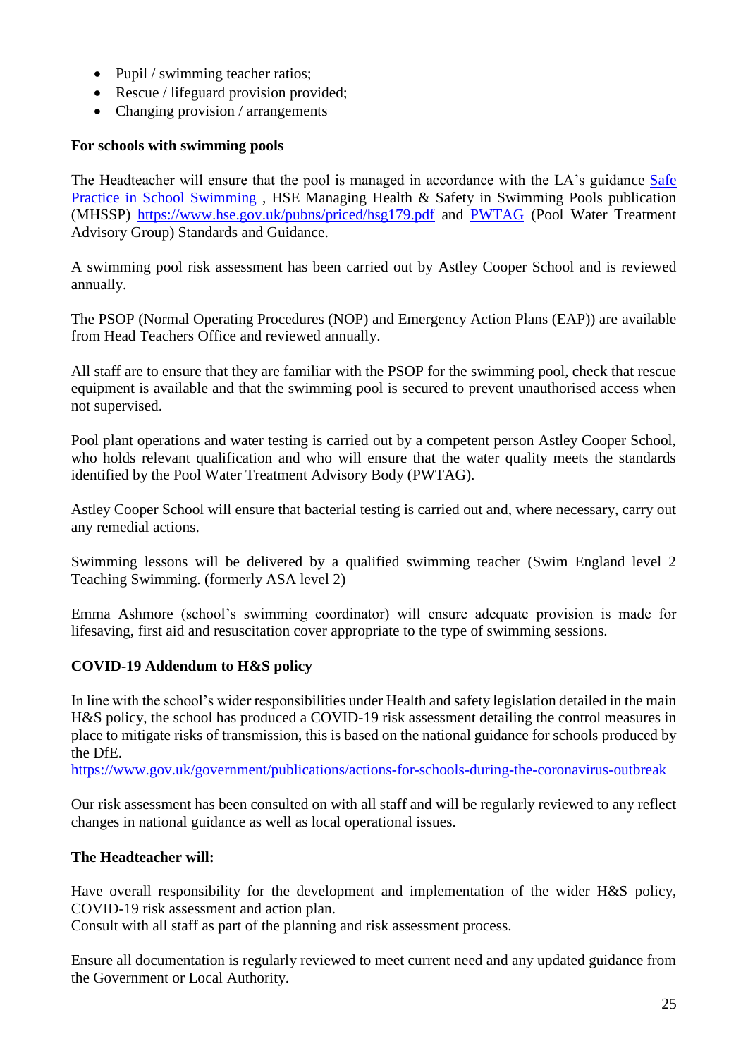- Pupil / swimming teacher ratios;
- Rescue / lifeguard provision provided;
- Changing provision / arrangements

**For schools with swimming pools**

The Headteacher will ensure that the pool is managed in accordance with the LA's guidance [Safe Practice in School Swimming](), HSE Managing Health & Safety in Swimming Pools publication (MHSSP) https://www.hse.gov.uk/pubns/priced/hsg179.pdf and [PWTAG]() (Pool Water Treatment Advisory Group) Standards and Guidance.

A swimming pool risk assessment has been carried out by Astley Cooper School and is reviewed annually.

The PSOP (Normal Operating Procedures (NOP) and Emergency Action Plans (EAP)) are available from Head Teachers Office and reviewed annually.

All staff are to ensure that they are familiar with the PSOP for the swimming pool, check that rescue equipment is available and that the swimming pool is secured to prevent unauthorised access when not supervised.

Pool plant operations and water testing is carried out by a competent person Astley Cooper School, who holds relevant qualification and who will ensure that the water quality meets the standards identified by the Pool Water Treatment Advisory Body (PWTAG).

Astley Cooper School will ensure that bacterial testing is carried out and, where necessary, carry out any remedial actions.

Swimming lessons will be delivered by a qualified swimming teacher (Swim England level 2 Teaching Swimming. (formerly ASA level 2)

Emma Ashmore (school's swimming coordinator) will ensure adequate provision is made for lifesaving, first aid and resuscitation cover appropriate to the type of swimming sessions.

**COVID-19 Addendum to H&S policy**

In line with the school's wider responsibilities under Health and safety legislation detailed in the main H&S policy, the school has produced a COVID-19 risk assessment detailing the control measures in place to mitigate risks of transmission, this is based on the national guidance for schools produced by the DfE.
https://www.gov.uk/government/publications/actions-for-schools-during-the-coronavirus-outbreak

Our risk assessment has been consulted on with all staff and will be regularly reviewed to any reflect changes in national guidance as well as local operational issues.

**The Headteacher will:**

Have overall responsibility for the development and implementation of the wider H&S policy, COVID-19 risk assessment and action plan.
Consult with all staff as part of the planning and risk assessment process.

Ensure all documentation is regularly reviewed to meet current need and any updated guidance from the Government or Local Authority.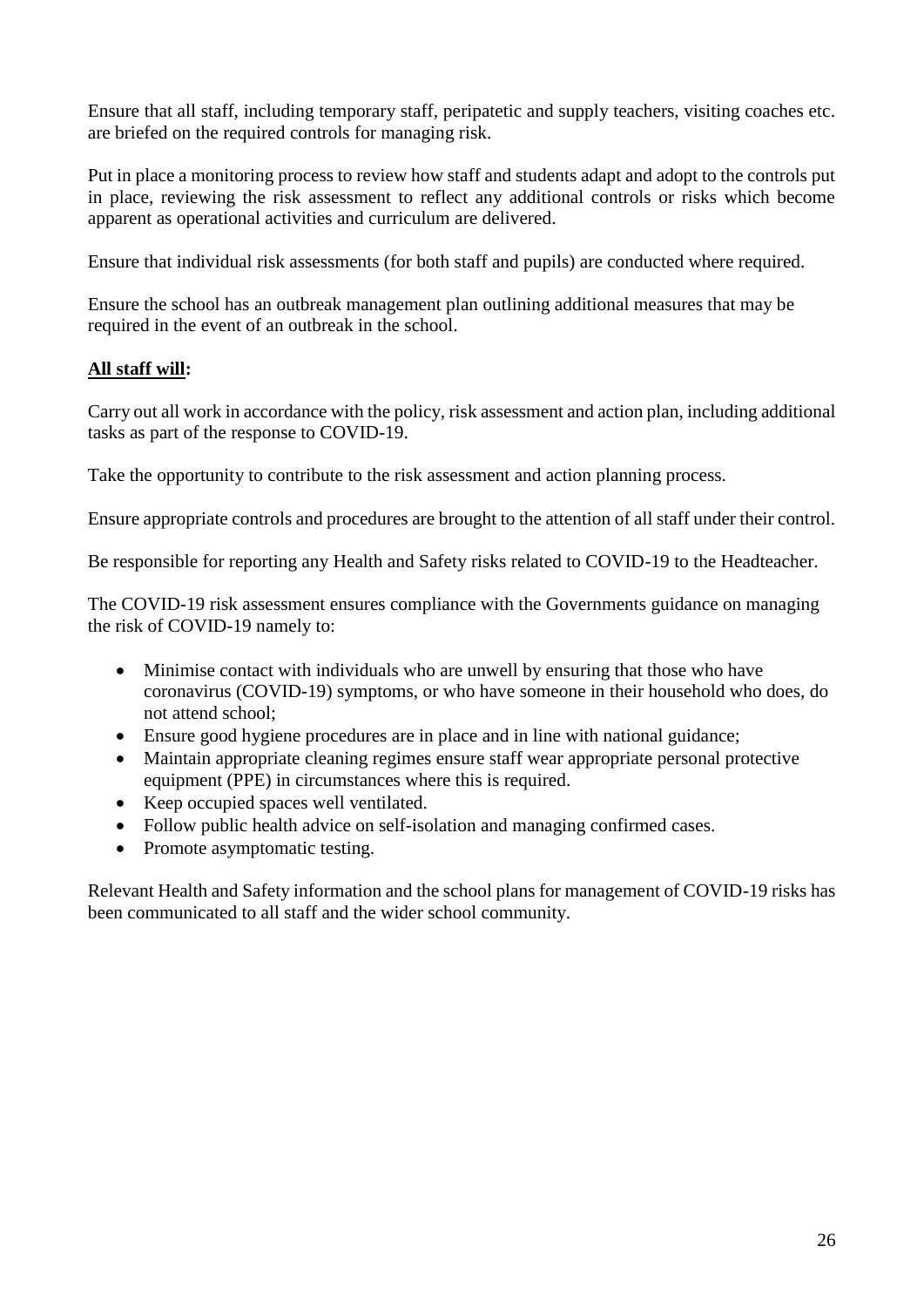Ensure that all staff, including temporary staff, peripatetic and supply teachers, visiting coaches etc. are briefed on the required controls for managing risk.

Put in place a monitoring process to review how staff and students adapt and adopt to the controls put in place, reviewing the risk assessment to reflect any additional controls or risks which become apparent as operational activities and curriculum are delivered.

Ensure that individual risk assessments (for both staff and pupils) are conducted where required.

Ensure the school has an outbreak management plan outlining additional measures that may be required in the event of an outbreak in the school.

**All staff will:**

Carry out all work in accordance with the policy, risk assessment and action plan, including additional tasks as part of the response to COVID-19.

Take the opportunity to contribute to the risk assessment and action planning process.

Ensure appropriate controls and procedures are brought to the attention of all staff under their control.

Be responsible for reporting any Health and Safety risks related to COVID-19 to the Headteacher.

The COVID-19 risk assessment ensures compliance with the Governments guidance on managing the risk of COVID-19 namely to:

- Minimise contact with individuals who are unwell by ensuring that those who have coronavirus (COVID-19) symptoms, or who have someone in their household who does, do not attend school;
- Ensure good hygiene procedures are in place and in line with national guidance;
- Maintain appropriate cleaning regimes ensure staff wear appropriate personal protective equipment (PPE) in circumstances where this is required.
- Keep occupied spaces well ventilated.
- Follow public health advice on self-isolation and managing confirmed cases.
- Promote asymptomatic testing.

Relevant Health and Safety information and the school plans for management of COVID-19 risks has been communicated to all staff and the wider school community.